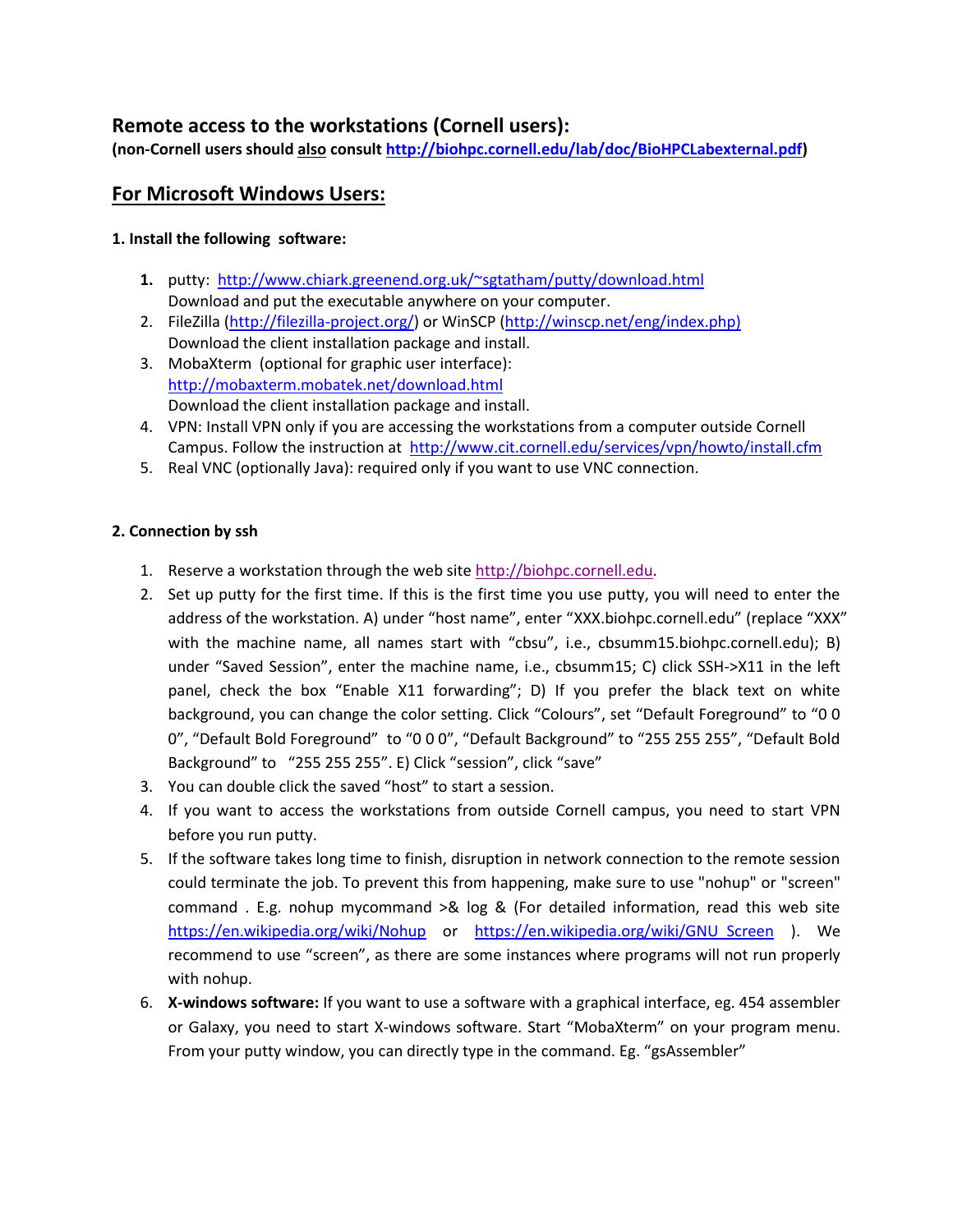## Remote access to the workstations (Cornell users):

**(non-Cornell users should <u>also</u> consult [http://biohpc.cornell.edu/lab/doc/BioHPCLabexternal.pdf](http://biohpc.cornell.edu/lab/doc/BioHPCLabexternal.pdf))**

## <u>For Microsoft Windows Users:</u>

**1. Install the following software:**

1. putty: [http://www.chiark.greenend.org.uk/~sgtatham/putty/download.html](http://www.chiark.greenend.org.uk/~sgtatham/putty/download.html)
   Download and put the executable anywhere on your computer.
2. FileZilla ([http://filezilla-project.org/](http://filezilla-project.org/)) or WinSCP ([http://winscp.net/eng/index.php)](http://winscp.net/eng/index.php))
   Download the client installation package and install.
3. MobaXterm (optional for graphic user interface):
   [http://mobaxterm.mobatek.net/download.html](http://mobaxterm.mobatek.net/download.html)
   Download the client installation package and install.
4. VPN: Install VPN only if you are accessing the workstations from a computer outside Cornell Campus. Follow the instruction at [http://www.cit.cornell.edu/services/vpn/howto/install.cfm](http://www.cit.cornell.edu/services/vpn/howto/install.cfm)
5. Real VNC (optionally Java): required only if you want to use VNC connection.

**2. Connection by ssh**

1. Reserve a workstation through the web site [http://biohpc.cornell.edu](http://biohpc.cornell.edu).
2. Set up putty for the first time. If this is the first time you use putty, you will need to enter the address of the workstation. A) under "host name", enter "XXX.biohpc.cornell.edu" (replace "XXX" with the machine name, all names start with "cbsu", i.e., cbsumm15.biohpc.cornell.edu); B) under "Saved Session", enter the machine name, i.e., cbsumm15; C) click SSH->X11 in the left panel, check the box "Enable X11 forwarding"; D) If you prefer the black text on white background, you can change the color setting. Click "Colours", set "Default Foreground" to "0 0 0", "Default Bold Foreground" to "0 0 0", "Default Background" to "255 255 255", "Default Bold Background" to "255 255 255". E) Click "session", click "save"
3. You can double click the saved "host" to start a session.
4. If you want to access the workstations from outside Cornell campus, you need to start VPN before you run putty.
5. If the software takes long time to finish, disruption in network connection to the remote session could terminate the job. To prevent this from happening, make sure to use "nohup" or "screen" command . E.g. nohup mycommand >& log & (For detailed information, read this web site [https://en.wikipedia.org/wiki/Nohup](https://en.wikipedia.org/wiki/Nohup) or [https://en.wikipedia.org/wiki/GNU_Screen](https://en.wikipedia.org/wiki/GNU_Screen) ). We recommend to use "screen", as there are some instances where programs will not run properly with nohup.
6. **X-windows software:** If you want to use a software with a graphical interface, eg. 454 assembler or Galaxy, you need to start X-windows software. Start "MobaXterm" on your program menu. From your putty window, you can directly type in the command. Eg. "gsAssembler"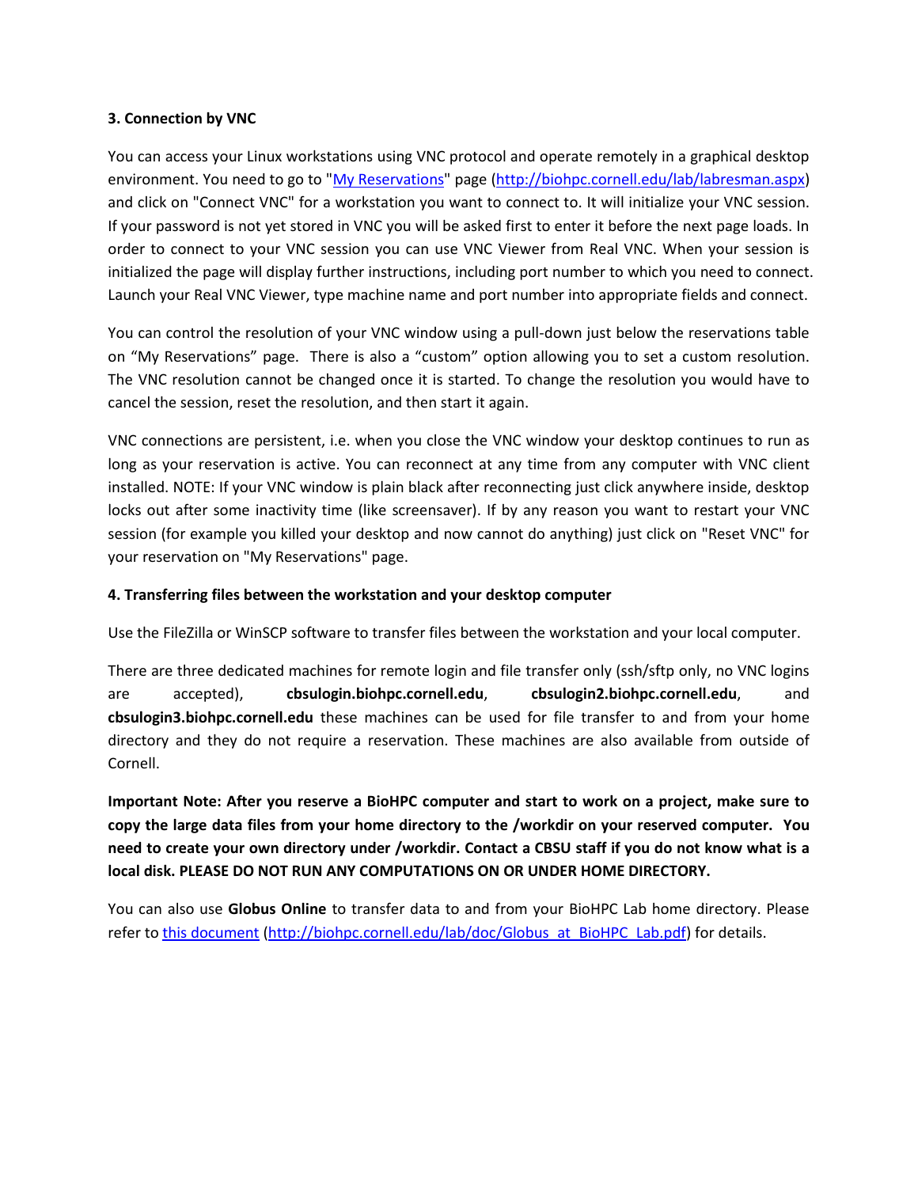### 3. Connection by VNC

You can access your Linux workstations using VNC protocol and operate remotely in a graphical desktop environment. You need to go to "[My Reservations](http://biohpc.cornell.edu/lab/labresman.aspx)" page (http://biohpc.cornell.edu/lab/labresman.aspx) and click on "Connect VNC" for a workstation you want to connect to. It will initialize your VNC session. If your password is not yet stored in VNC you will be asked first to enter it before the next page loads. In order to connect to your VNC session you can use VNC Viewer from Real VNC. When your session is initialized the page will display further instructions, including port number to which you need to connect. Launch your Real VNC Viewer, type machine name and port number into appropriate fields and connect.

You can control the resolution of your VNC window using a pull-down just below the reservations table on "My Reservations" page. There is also a "custom" option allowing you to set a custom resolution. The VNC resolution cannot be changed once it is started. To change the resolution you would have to cancel the session, reset the resolution, and then start it again.

VNC connections are persistent, i.e. when you close the VNC window your desktop continues to run as long as your reservation is active. You can reconnect at any time from any computer with VNC client installed. NOTE: If your VNC window is plain black after reconnecting just click anywhere inside, desktop locks out after some inactivity time (like screensaver). If by any reason you want to restart your VNC session (for example you killed your desktop and now cannot do anything) just click on "Reset VNC" for your reservation on "My Reservations" page.

### 4. Transferring files between the workstation and your desktop computer

Use the FileZilla or WinSCP software to transfer files between the workstation and your local computer.

There are three dedicated machines for remote login and file transfer only (ssh/sftp only, no VNC logins are accepted), **cbsulogin.biohpc.cornell.edu**, **cbsulogin2.biohpc.cornell.edu**, and **cbsulogin3.biohpc.cornell.edu** these machines can be used for file transfer to and from your home directory and they do not require a reservation. These machines are also available from outside of Cornell.

**Important Note: After you reserve a BioHPC computer and start to work on a project, make sure to copy the large data files from your home directory to the /workdir on your reserved computer. You need to create your own directory under /workdir. Contact a CBSU staff if you do not know what is a local disk. PLEASE DO NOT RUN ANY COMPUTATIONS ON OR UNDER HOME DIRECTORY.**

You can also use **Globus Online** to transfer data to and from your BioHPC Lab home directory. Please refer to [this document](http://biohpc.cornell.edu/lab/doc/Globus_at_BioHPC_Lab.pdf) (http://biohpc.cornell.edu/lab/doc/Globus_at_BioHPC_Lab.pdf) for details.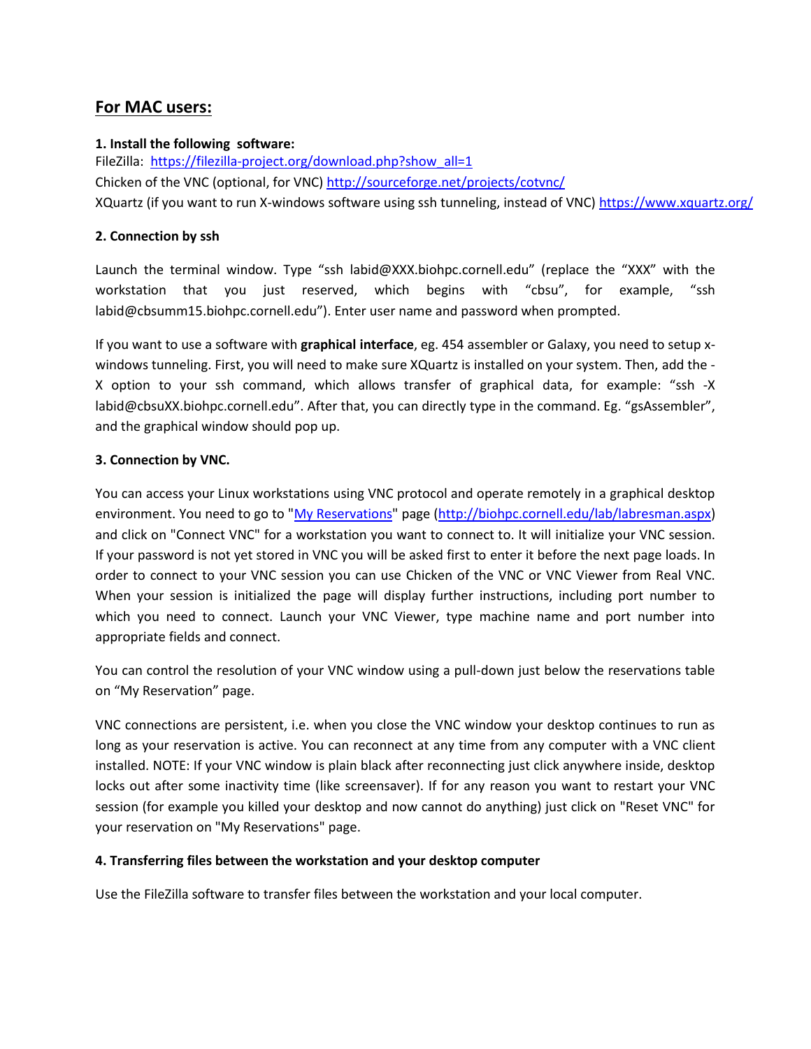## For MAC users:

**1. Install the following software:**

FileZilla: [https://filezilla-project.org/download.php?show_all=1](https://filezilla-project.org/download.php?show_all=1)
Chicken of the VNC (optional, for VNC) [http://sourceforge.net/projects/cotvnc/](http://sourceforge.net/projects/cotvnc/)
XQuartz (if you want to run X-windows software using ssh tunneling, instead of VNC) [https://www.xquartz.org/](https://www.xquartz.org/)

**2. Connection by ssh**

Launch the terminal window. Type "ssh labid@XXX.biohpc.cornell.edu" (replace the "XXX" with the workstation that you just reserved, which begins with "cbsu", for example, "ssh labid@cbsumm15.biohpc.cornell.edu"). Enter user name and password when prompted.

If you want to use a software with **graphical interface**, eg. 454 assembler or Galaxy, you need to setup x-windows tunneling. First, you will need to make sure XQuartz is installed on your system. Then, add the -X option to your ssh command, which allows transfer of graphical data, for example: "ssh -X labid@cbsuXX.biohpc.cornell.edu". After that, you can directly type in the command. Eg. "gsAssembler", and the graphical window should pop up.

**3. Connection by VNC.**

You can access your Linux workstations using VNC protocol and operate remotely in a graphical desktop environment. You need to go to "[My Reservations](http://biohpc.cornell.edu/lab/labresman.aspx)" page ([http://biohpc.cornell.edu/lab/labresman.aspx](http://biohpc.cornell.edu/lab/labresman.aspx)) and click on "Connect VNC" for a workstation you want to connect to. It will initialize your VNC session. If your password is not yet stored in VNC you will be asked first to enter it before the next page loads. In order to connect to your VNC session you can use Chicken of the VNC or VNC Viewer from Real VNC. When your session is initialized the page will display further instructions, including port number to which you need to connect. Launch your VNC Viewer, type machine name and port number into appropriate fields and connect.

You can control the resolution of your VNC window using a pull-down just below the reservations table on "My Reservation" page.

VNC connections are persistent, i.e. when you close the VNC window your desktop continues to run as long as your reservation is active. You can reconnect at any time from any computer with a VNC client installed. NOTE: If your VNC window is plain black after reconnecting just click anywhere inside, desktop locks out after some inactivity time (like screensaver). If for any reason you want to restart your VNC session (for example you killed your desktop and now cannot do anything) just click on "Reset VNC" for your reservation on "My Reservations" page.

**4. Transferring files between the workstation and your desktop computer**

Use the FileZilla software to transfer files between the workstation and your local computer.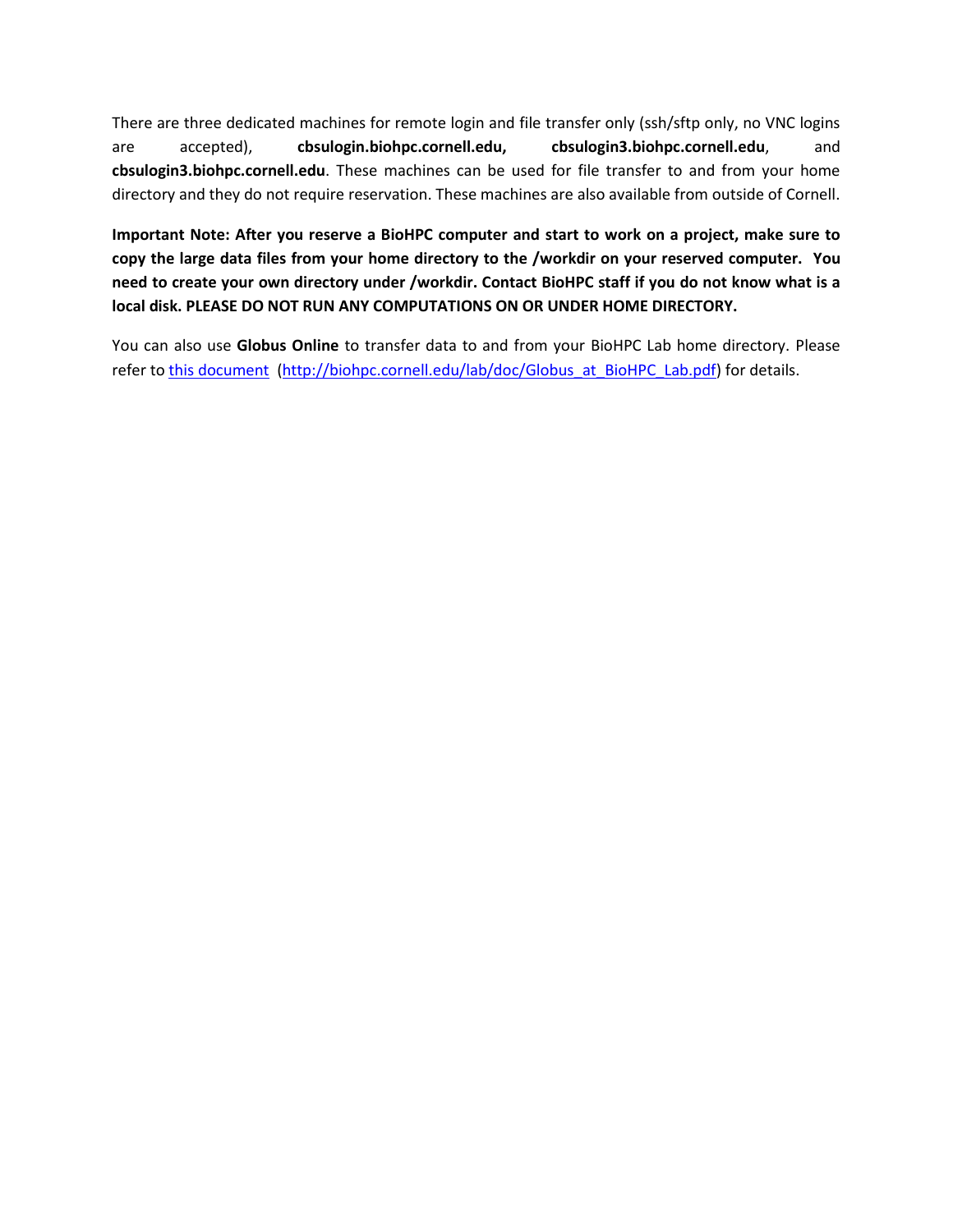There are three dedicated machines for remote login and file transfer only (ssh/sftp only, no VNC logins are accepted), **cbsulogin.biohpc.cornell.edu,** **cbsulogin3.biohpc.cornell.edu**, and **cbsulogin3.biohpc.cornell.edu**. These machines can be used for file transfer to and from your home directory and they do not require reservation. These machines are also available from outside of Cornell.

**Important Note: After you reserve a BioHPC computer and start to work on a project, make sure to copy the large data files from your home directory to the /workdir on your reserved computer. You need to create your own directory under /workdir. Contact BioHPC staff if you do not know what is a local disk. PLEASE DO NOT RUN ANY COMPUTATIONS ON OR UNDER HOME DIRECTORY.**

You can also use **Globus Online** to transfer data to and from your BioHPC Lab home directory. Please refer to [this document](http://biohpc.cornell.edu/lab/doc/Globus_at_BioHPC_Lab.pdf) (http://biohpc.cornell.edu/lab/doc/Globus_at_BioHPC_Lab.pdf) for details.